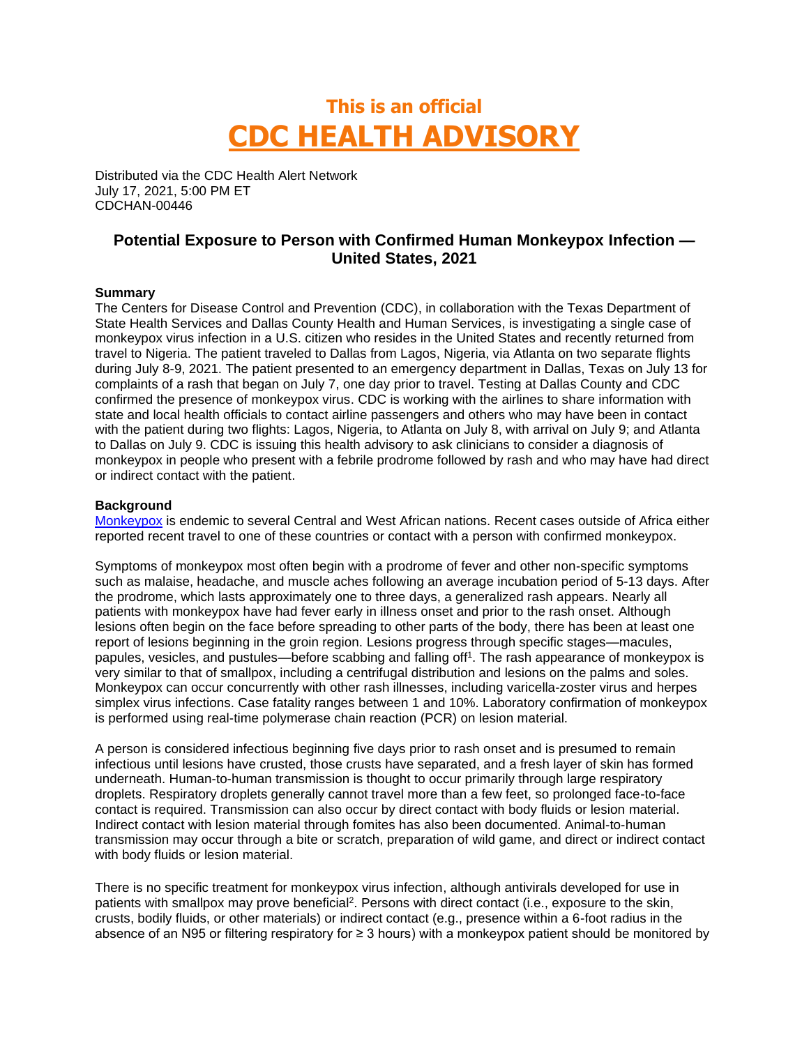# This is an official
# CDC HEALTH ADVISORY

Distributed via the CDC Health Alert Network
July 17, 2021, 5:00 PM ET
CDCHAN-00446

## Potential Exposure to Person with Confirmed Human Monkeypox Infection — United States, 2021

**Summary**

The Centers for Disease Control and Prevention (CDC), in collaboration with the Texas Department of State Health Services and Dallas County Health and Human Services, is investigating a single case of monkeypox virus infection in a U.S. citizen who resides in the United States and recently returned from travel to Nigeria. The patient traveled to Dallas from Lagos, Nigeria, via Atlanta on two separate flights during July 8-9, 2021. The patient presented to an emergency department in Dallas, Texas on July 13 for complaints of a rash that began on July 7, one day prior to travel. Testing at Dallas County and CDC confirmed the presence of monkeypox virus. CDC is working with the airlines to share information with state and local health officials to contact airline passengers and others who may have been in contact with the patient during two flights: Lagos, Nigeria, to Atlanta on July 8, with arrival on July 9; and Atlanta to Dallas on July 9. CDC is issuing this health advisory to ask clinicians to consider a diagnosis of monkeypox in people who present with a febrile prodrome followed by rash and who may have had direct or indirect contact with the patient.

**Background**

Monkeypox is endemic to several Central and West African nations. Recent cases outside of Africa either reported recent travel to one of these countries or contact with a person with confirmed monkeypox.

Symptoms of monkeypox most often begin with a prodrome of fever and other non-specific symptoms such as malaise, headache, and muscle aches following an average incubation period of 5-13 days. After the prodrome, which lasts approximately one to three days, a generalized rash appears. Nearly all patients with monkeypox have had fever early in illness onset and prior to the rash onset. Although lesions often begin on the face before spreading to other parts of the body, there has been at least one report of lesions beginning in the groin region. Lesions progress through specific stages—macules, papules, vesicles, and pustules—before scabbing and falling off[1]. The rash appearance of monkeypox is very similar to that of smallpox, including a centrifugal distribution and lesions on the palms and soles. Monkeypox can occur concurrently with other rash illnesses, including varicella-zoster virus and herpes simplex virus infections. Case fatality ranges between 1 and 10%. Laboratory confirmation of monkeypox is performed using real-time polymerase chain reaction (PCR) on lesion material.

A person is considered infectious beginning five days prior to rash onset and is presumed to remain infectious until lesions have crusted, those crusts have separated, and a fresh layer of skin has formed underneath. Human-to-human transmission is thought to occur primarily through large respiratory droplets. Respiratory droplets generally cannot travel more than a few feet, so prolonged face-to-face contact is required. Transmission can also occur by direct contact with body fluids or lesion material. Indirect contact with lesion material through fomites has also been documented. Animal-to-human transmission may occur through a bite or scratch, preparation of wild game, and direct or indirect contact with body fluids or lesion material.

There is no specific treatment for monkeypox virus infection, although antivirals developed for use in patients with smallpox may prove beneficial[2]. Persons with direct contact (i.e., exposure to the skin, crusts, bodily fluids, or other materials) or indirect contact (e.g., presence within a 6-foot radius in the absence of an N95 or filtering respiratory for ≥ 3 hours) with a monkeypox patient should be monitored by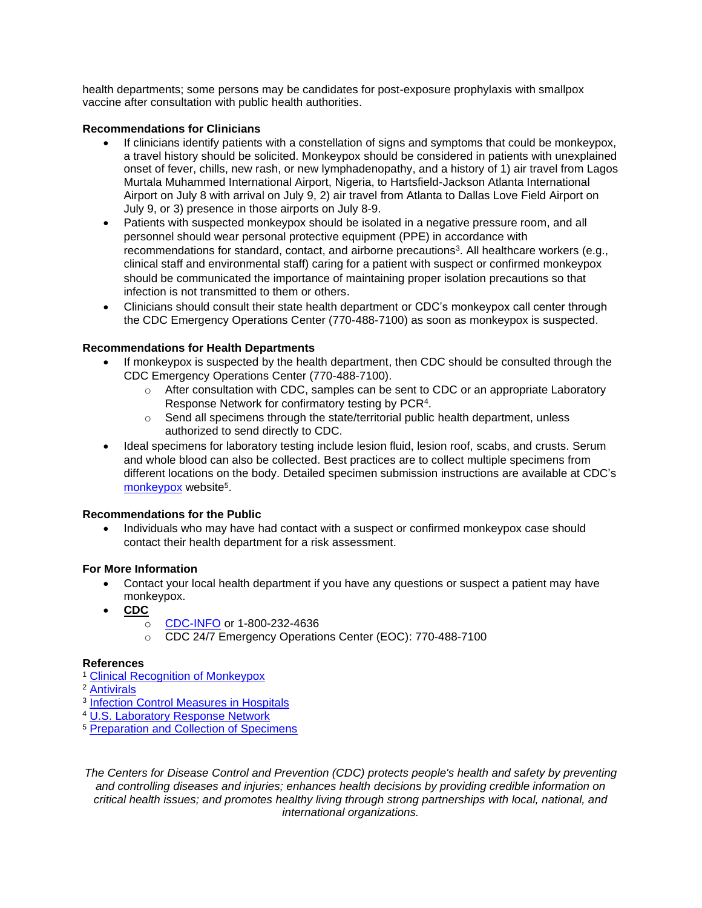health departments; some persons may be candidates for post-exposure prophylaxis with smallpox vaccine after consultation with public health authorities.

**Recommendations for Clinicians**

- If clinicians identify patients with a constellation of signs and symptoms that could be monkeypox, a travel history should be solicited. Monkeypox should be considered in patients with unexplained onset of fever, chills, new rash, or new lymphadenopathy, and a history of 1) air travel from Lagos Murtala Muhammed International Airport, Nigeria, to Hartsfield-Jackson Atlanta International Airport on July 8 with arrival on July 9, 2) air travel from Atlanta to Dallas Love Field Airport on July 9, or 3) presence in those airports on July 8-9.
- Patients with suspected monkeypox should be isolated in a negative pressure room, and all personnel should wear personal protective equipment (PPE) in accordance with recommendations for standard, contact, and airborne precautions[3]. All healthcare workers (e.g., clinical staff and environmental staff) caring for a patient with suspect or confirmed monkeypox should be communicated the importance of maintaining proper isolation precautions so that infection is not transmitted to them or others.
- Clinicians should consult their state health department or CDC's monkeypox call center through the CDC Emergency Operations Center (770-488-7100) as soon as monkeypox is suspected.

**Recommendations for Health Departments**

- If monkeypox is suspected by the health department, then CDC should be consulted through the CDC Emergency Operations Center (770-488-7100).
  - After consultation with CDC, samples can be sent to CDC or an appropriate Laboratory Response Network for confirmatory testing by PCR[4].
  - Send all specimens through the state/territorial public health department, unless authorized to send directly to CDC.
- Ideal specimens for laboratory testing include lesion fluid, lesion roof, scabs, and crusts. Serum and whole blood can also be collected. Best practices are to collect multiple specimens from different locations on the body. Detailed specimen submission instructions are available at CDC's monkeypox website[5].

**Recommendations for the Public**

- Individuals who may have had contact with a suspect or confirmed monkeypox case should contact their health department for a risk assessment.

**For More Information**

- Contact your local health department if you have any questions or suspect a patient may have monkeypox.
- **CDC**
  - CDC-INFO or 1-800-232-4636
  - CDC 24/7 Emergency Operations Center (EOC): 770-488-7100

**References**

[1] Clinical Recognition of Monkeypox
[2] Antivirals
[3] Infection Control Measures in Hospitals
[4] U.S. Laboratory Response Network
[5] Preparation and Collection of Specimens

*The Centers for Disease Control and Prevention (CDC) protects people's health and safety by preventing and controlling diseases and injuries; enhances health decisions by providing credible information on critical health issues; and promotes healthy living through strong partnerships with local, national, and international organizations.*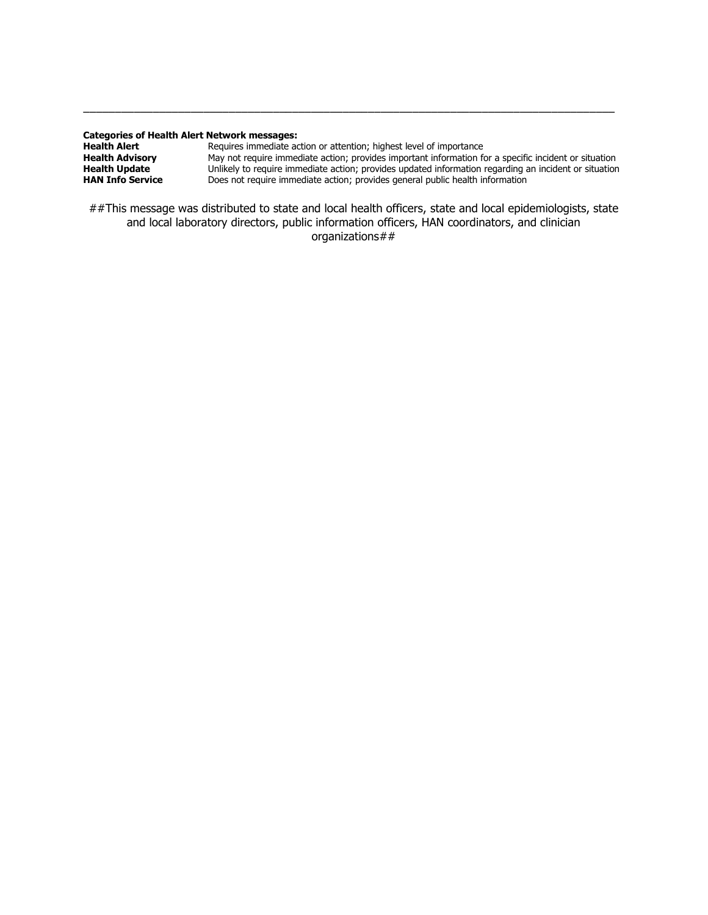---

**Categories of Health Alert Network messages:**

| | |
|---|---|
| **Health Alert** | Requires immediate action or attention; highest level of importance |
| **Health Advisory** | May not require immediate action; provides important information for a specific incident or situation |
| **Health Update** | Unlikely to require immediate action; provides updated information regarding an incident or situation |
| **HAN Info Service** | Does not require immediate action; provides general public health information |

##This message was distributed to state and local health officers, state and local epidemiologists, state and local laboratory directors, public information officers, HAN coordinators, and clinician organizations##